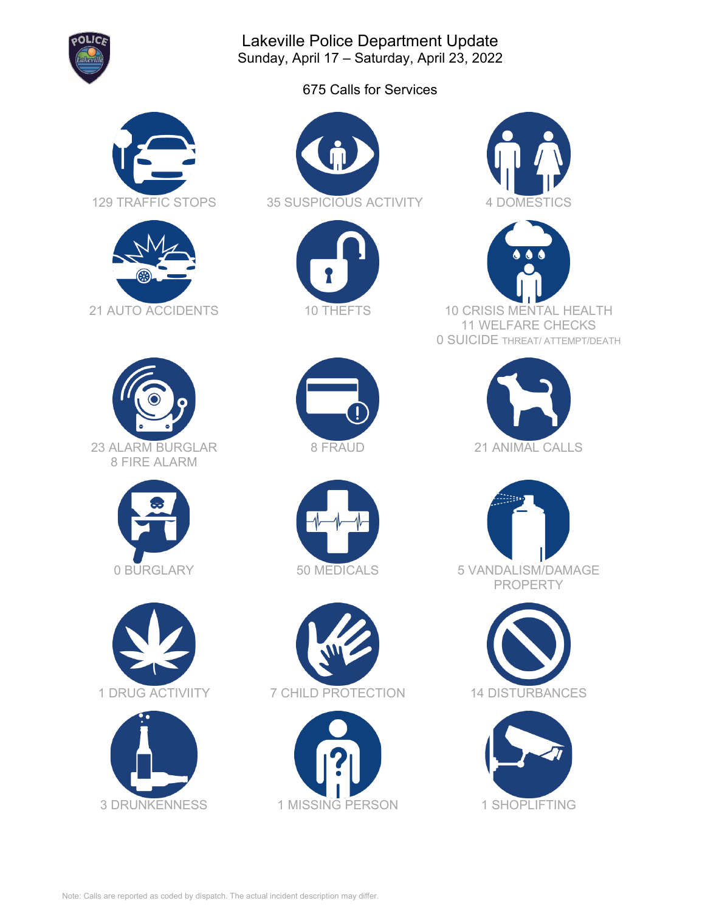# Lakeville Police Department Update

Sunday, April 17 – Saturday, April 23, 2022

675 Calls for Services

129 TRAFFIC STOPS

35 SUSPICIOUS ACTIVITY

4 DOMESTICS

21 AUTO ACCIDENTS

10 THEFTS

10 CRISIS MENTAL HEALTH
11 WELFARE CHECKS
0 SUICIDE THREAT/ ATTEMPT/DEATH

23 ALARM BURGLAR
8 FIRE ALARM

8 FRAUD

21 ANIMAL CALLS

0 BURGLARY

50 MEDICALS

5 VANDALISM/DAMAGE PROPERTY

1 DRUG ACTIVIITY

7 CHILD PROTECTION

14 DISTURBANCES

3 DRUNKENNESS

1 MISSING PERSON

1 SHOPLIFTING

Note: Calls are reported as coded by dispatch. The actual incident description may differ.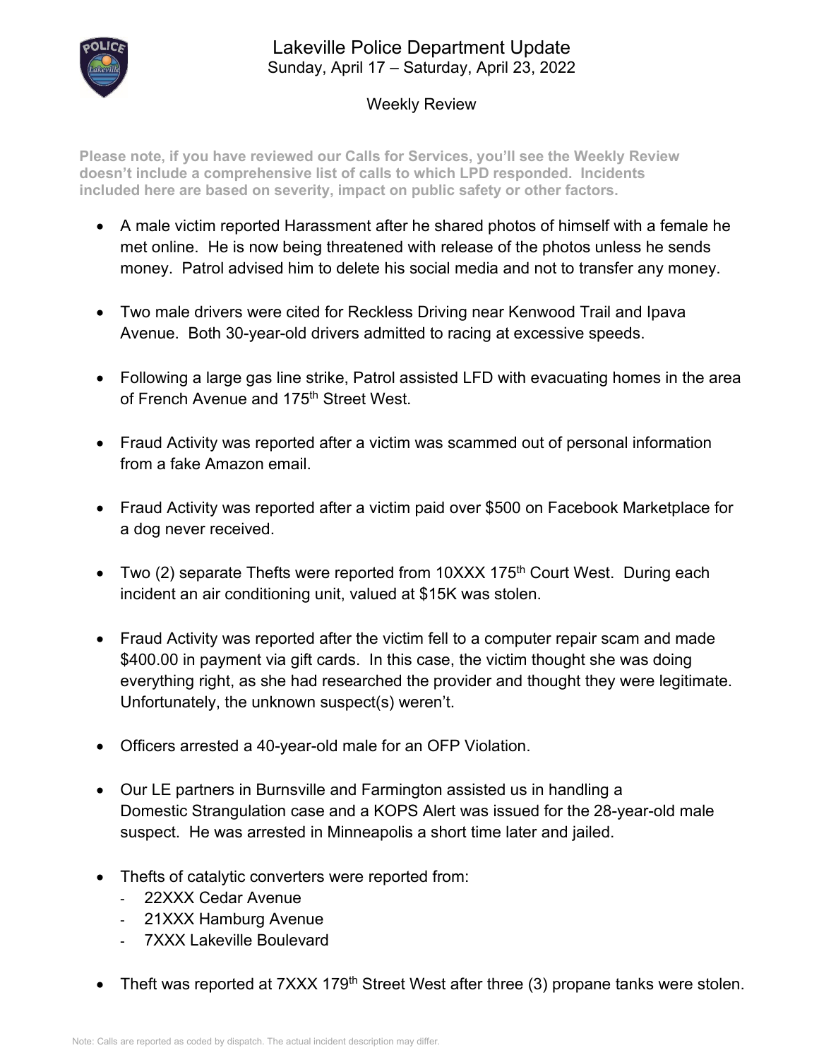# Lakeville Police Department Update

Sunday, April 17 – Saturday, April 23, 2022

Weekly Review

**Please note, if you have reviewed our Calls for Services, you'll see the Weekly Review doesn't include a comprehensive list of calls to which LPD responded. Incidents included here are based on severity, impact on public safety or other factors.**

- A male victim reported Harassment after he shared photos of himself with a female he met online. He is now being threatened with release of the photos unless he sends money. Patrol advised him to delete his social media and not to transfer any money.

- Two male drivers were cited for Reckless Driving near Kenwood Trail and Ipava Avenue. Both 30-year-old drivers admitted to racing at excessive speeds.

- Following a large gas line strike, Patrol assisted LFD with evacuating homes in the area of French Avenue and 175th Street West.

- Fraud Activity was reported after a victim was scammed out of personal information from a fake Amazon email.

- Fraud Activity was reported after a victim paid over $500 on Facebook Marketplace for a dog never received.

- Two (2) separate Thefts were reported from 10XXX 175th Court West. During each incident an air conditioning unit, valued at $15K was stolen.

- Fraud Activity was reported after the victim fell to a computer repair scam and made $400.00 in payment via gift cards. In this case, the victim thought she was doing everything right, as she had researched the provider and thought they were legitimate. Unfortunately, the unknown suspect(s) weren't.

- Officers arrested a 40-year-old male for an OFP Violation.

- Our LE partners in Burnsville and Farmington assisted us in handling a Domestic Strangulation case and a KOPS Alert was issued for the 28-year-old male suspect. He was arrested in Minneapolis a short time later and jailed.

- Thefts of catalytic converters were reported from:
  - 22XXX Cedar Avenue
  - 21XXX Hamburg Avenue
  - 7XXX Lakeville Boulevard

- Theft was reported at 7XXX 179th Street West after three (3) propane tanks were stolen.

Note: Calls are reported as coded by dispatch. The actual incident description may differ.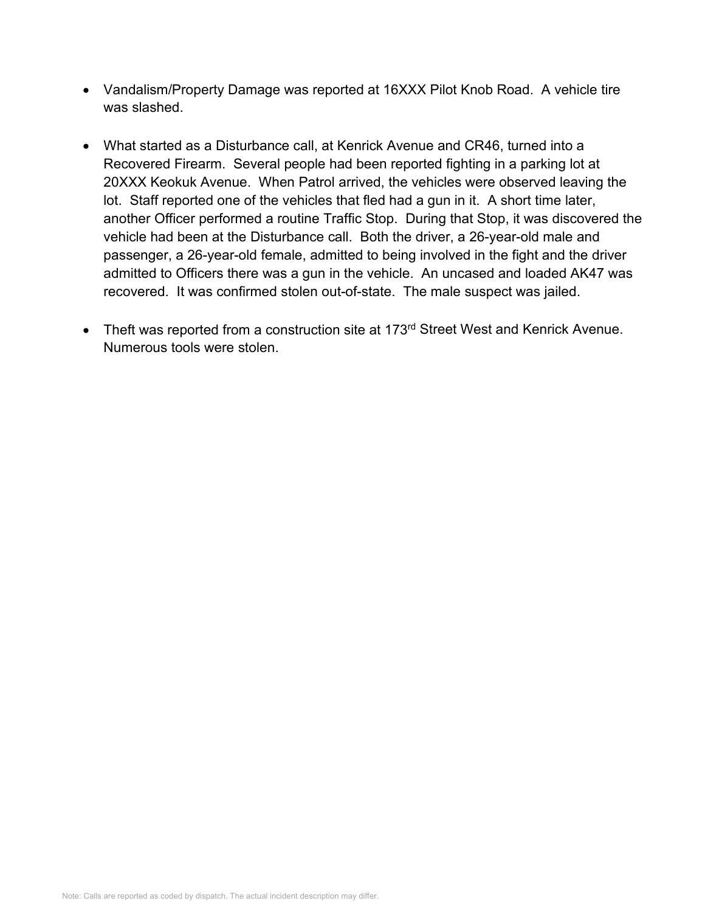- Vandalism/Property Damage was reported at 16XXX Pilot Knob Road. A vehicle tire was slashed.

- What started as a Disturbance call, at Kenrick Avenue and CR46, turned into a Recovered Firearm. Several people had been reported fighting in a parking lot at 20XXX Keokuk Avenue. When Patrol arrived, the vehicles were observed leaving the lot. Staff reported one of the vehicles that fled had a gun in it. A short time later, another Officer performed a routine Traffic Stop. During that Stop, it was discovered the vehicle had been at the Disturbance call. Both the driver, a 26-year-old male and passenger, a 26-year-old female, admitted to being involved in the fight and the driver admitted to Officers there was a gun in the vehicle. An uncased and loaded AK47 was recovered. It was confirmed stolen out-of-state. The male suspect was jailed.

- Theft was reported from a construction site at 173rd Street West and Kenrick Avenue. Numerous tools were stolen.

Note: Calls are reported as coded by dispatch. The actual incident description may differ.